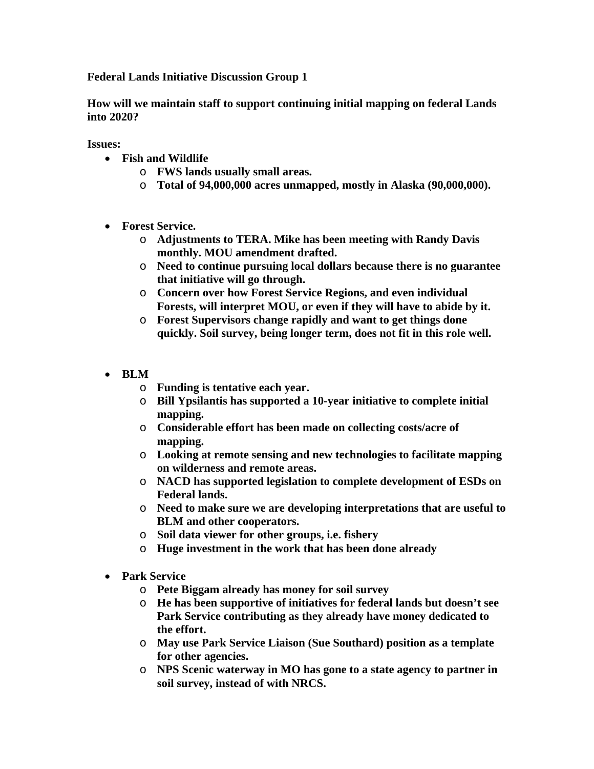**Federal Lands Initiative Discussion Group 1**

**How will we maintain staff to support continuing initial mapping on federal Lands into 2020?**

**Issues:**

- **Fish and Wildlife**
  - **FWS lands usually small areas.**
  - **Total of 94,000,000 acres unmapped, mostly in Alaska (90,000,000).**

- **Forest Service.**
  - **Adjustments to TERA. Mike has been meeting with Randy Davis monthly. MOU amendment drafted.**
  - **Need to continue pursuing local dollars because there is no guarantee that initiative will go through.**
  - **Concern over how Forest Service Regions, and even individual Forests, will interpret MOU, or even if they will have to abide by it.**
  - **Forest Supervisors change rapidly and want to get things done quickly. Soil survey, being longer term, does not fit in this role well.**

- **BLM**
  - **Funding is tentative each year.**
  - **Bill Ypsilantis has supported a 10-year initiative to complete initial mapping.**
  - **Considerable effort has been made on collecting costs/acre of mapping.**
  - **Looking at remote sensing and new technologies to facilitate mapping on wilderness and remote areas.**
  - **NACD has supported legislation to complete development of ESDs on Federal lands.**
  - **Need to make sure we are developing interpretations that are useful to BLM and other cooperators.**
  - **Soil data viewer for other groups, i.e. fishery**
  - **Huge investment in the work that has been done already**

- **Park Service**
  - **Pete Biggam already has money for soil survey**
  - **He has been supportive of initiatives for federal lands but doesn't see Park Service contributing as they already have money dedicated to the effort.**
  - **May use Park Service Liaison (Sue Southard) position as a template for other agencies.**
  - **NPS Scenic waterway in MO has gone to a state agency to partner in soil survey, instead of with NRCS.**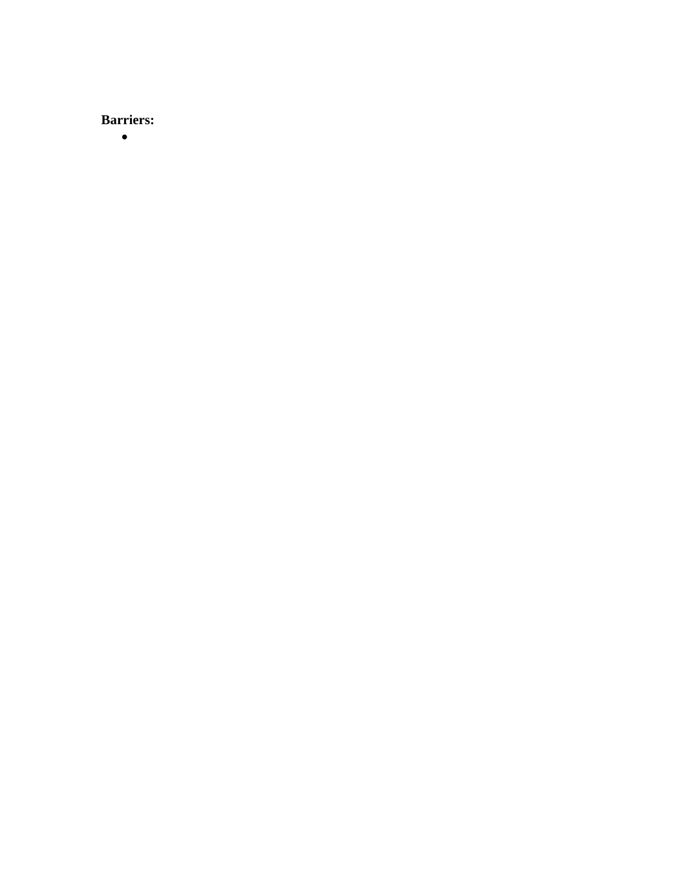**Barriers:**

-